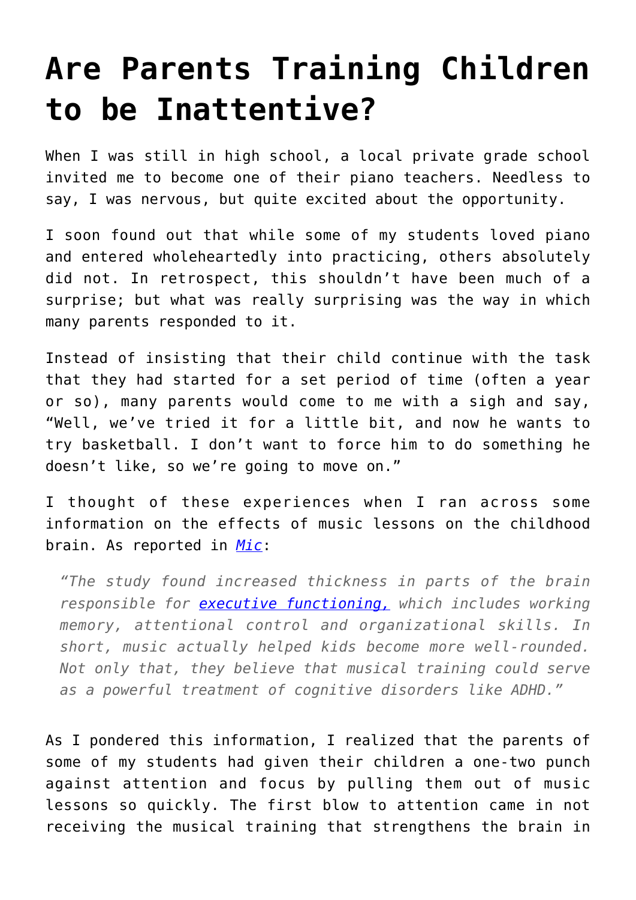# Are Parents Training Children to be Inattentive?

When I was still in high school, a local private grade school invited me to become one of their piano teachers. Needless to say, I was nervous, but quite excited about the opportunity.

I soon found out that while some of my students loved piano and entered wholeheartedly into practicing, others absolutely did not. In retrospect, this shouldn't have been much of a surprise; but what was really surprising was the way in which many parents responded to it.

Instead of insisting that their child continue with the task that they had started for a set period of time (often a year or so), many parents would come to me with a sigh and say, "Well, we've tried it for a little bit, and now he wants to try basketball. I don't want to force him to do something he doesn't like, so we're going to move on."

I thought of these experiences when I ran across some information on the effects of music lessons on the childhood brain. As reported in [*Mic*]:

> *"The study found increased thickness in parts of the brain responsible for [executive functioning,] which includes working memory, attentional control and organizational skills. In short, music actually helped kids become more well-rounded. Not only that, they believe that musical training could serve as a powerful treatment of cognitive disorders like ADHD."*

As I pondered this information, I realized that the parents of some of my students had given their children a one-two punch against attention and focus by pulling them out of music lessons so quickly. The first blow to attention came in not receiving the musical training that strengthens the brain in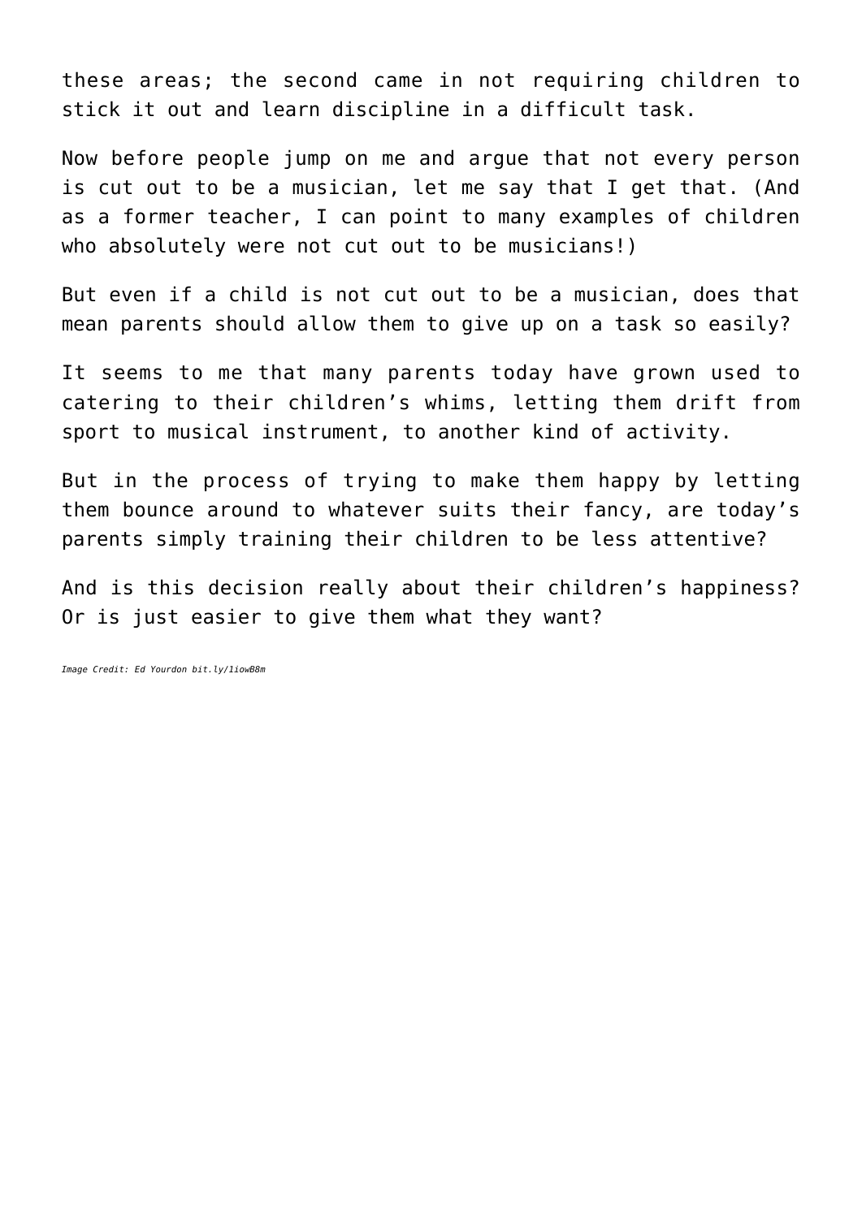these areas; the second came in not requiring children to stick it out and learn discipline in a difficult task.

Now before people jump on me and argue that not every person is cut out to be a musician, let me say that I get that. (And as a former teacher, I can point to many examples of children who absolutely were not cut out to be musicians!)

But even if a child is not cut out to be a musician, does that mean parents should allow them to give up on a task so easily?

It seems to me that many parents today have grown used to catering to their children's whims, letting them drift from sport to musical instrument, to another kind of activity.

But in the process of trying to make them happy by letting them bounce around to whatever suits their fancy, are today's parents simply training their children to be less attentive?

And is this decision really about their children's happiness? Or is just easier to give them what they want?

*Image Credit: Ed Yourdon bit.ly/1iowB8m*